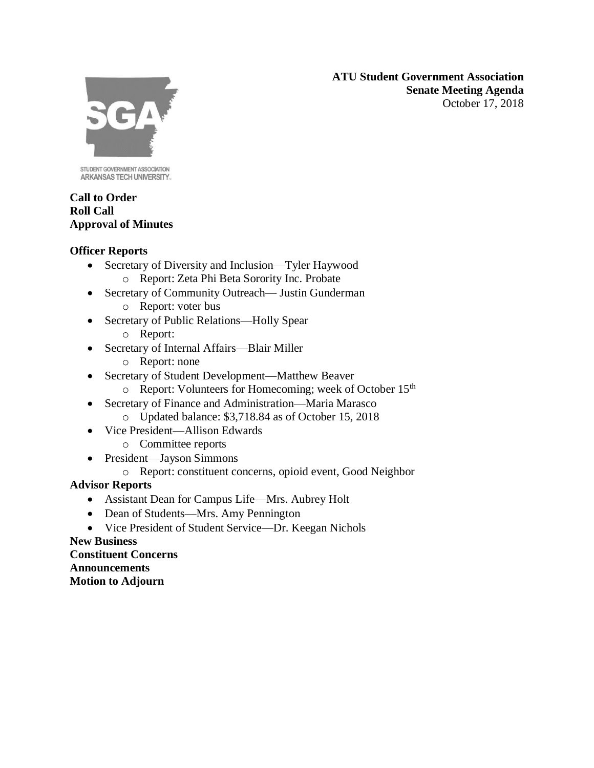**ATU Student Government Association**
**Senate Meeting Agenda**
October 17, 2018

STUDENT GOVERNMENT ASSOCIATION
ARKANSAS TECH UNIVERSITY

**Call to Order**
**Roll Call**
**Approval of Minutes**

**Officer Reports**

- Secretary of Diversity and Inclusion—Tyler Haywood
  - Report: Zeta Phi Beta Sorority Inc. Probate
- Secretary of Community Outreach— Justin Gunderman
  - Report: voter bus
- Secretary of Public Relations—Holly Spear
  - Report:
- Secretary of Internal Affairs—Blair Miller
  - Report: none
- Secretary of Student Development—Matthew Beaver
  - Report: Volunteers for Homecoming; week of October 15th
- Secretary of Finance and Administration—Maria Marasco
  - Updated balance: $3,718.84 as of October 15, 2018
- Vice President—Allison Edwards
  - Committee reports
- President—Jayson Simmons
  - Report: constituent concerns, opioid event, Good Neighbor

**Advisor Reports**

- Assistant Dean for Campus Life—Mrs. Aubrey Holt
- Dean of Students—Mrs. Amy Pennington
- Vice President of Student Service—Dr. Keegan Nichols

**New Business**
**Constituent Concerns**
**Announcements**
**Motion to Adjourn**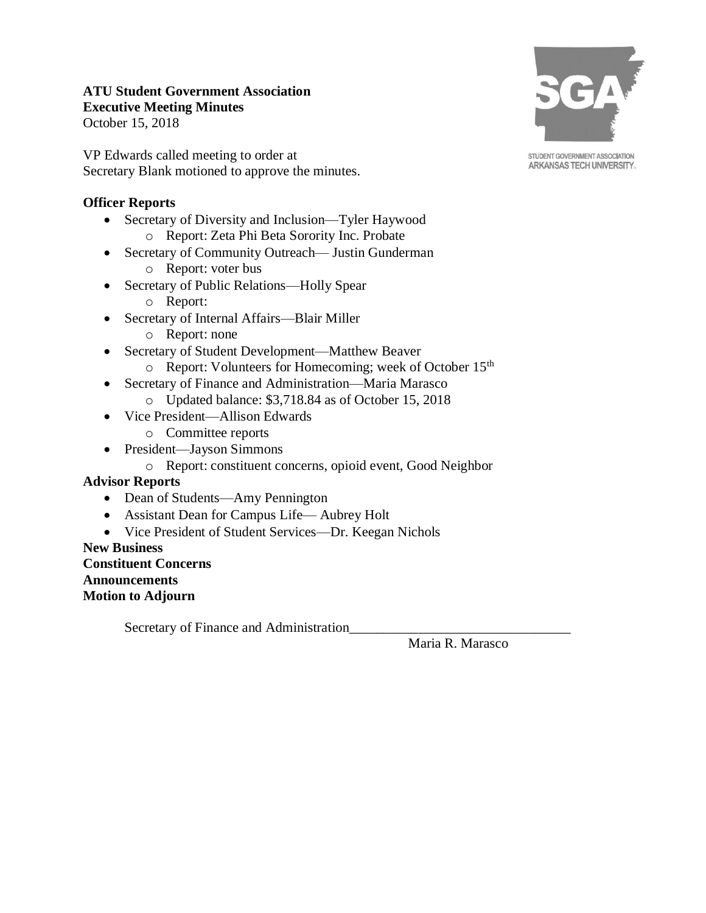**ATU Student Government Association**
**Executive Meeting Minutes**
October 15, 2018

VP Edwards called meeting to order at
Secretary Blank motioned to approve the minutes.

**Officer Reports**

- Secretary of Diversity and Inclusion—Tyler Haywood
  - Report: Zeta Phi Beta Sorority Inc. Probate
- Secretary of Community Outreach— Justin Gunderman
  - Report: voter bus
- Secretary of Public Relations—Holly Spear
  - Report:
- Secretary of Internal Affairs—Blair Miller
  - Report: none
- Secretary of Student Development—Matthew Beaver
  - Report: Volunteers for Homecoming; week of October 15th
- Secretary of Finance and Administration—Maria Marasco
  - Updated balance: $3,718.84 as of October 15, 2018
- Vice President—Allison Edwards
  - Committee reports
- President—Jayson Simmons
  - Report: constituent concerns, opioid event, Good Neighbor

**Advisor Reports**

- Dean of Students—Amy Pennington
- Assistant Dean for Campus Life— Aubrey Holt
- Vice President of Student Services—Dr. Keegan Nichols

**New Business**
**Constituent Concerns**
**Announcements**
**Motion to Adjourn**

Secretary of Finance and Administration________________________________
Maria R. Marasco